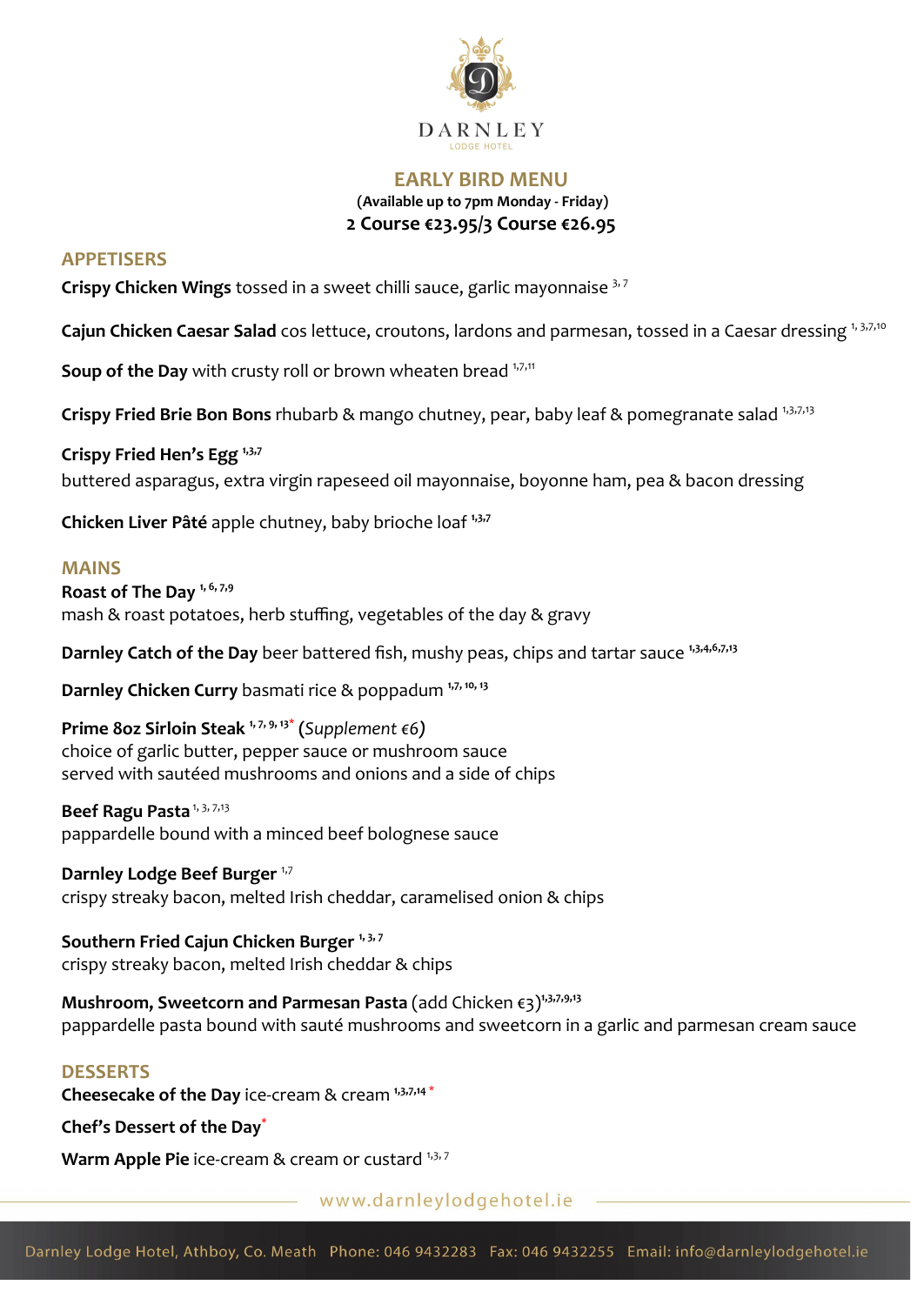DARNLEY
LODGE HOTEL

# EARLY BIRD MENU

**(Available up to 7pm Monday - Friday)**

**2 Course €23.95/3 Course €26.95**

## APPETISERS

**Crispy Chicken Wings** tossed in a sweet chilli sauce, garlic mayonnaise [3, 7]

**Cajun Chicken Caesar Salad** cos lettuce, croutons, lardons and parmesan, tossed in a Caesar dressing [1, 3,7,10]

**Soup of the Day** with crusty roll or brown wheaten bread [1,7,11]

**Crispy Fried Brie Bon Bons** rhubarb & mango chutney, pear, baby leaf & pomegranate salad [1,3,7,13]

**Crispy Fried Hen's Egg** [1,3,7]
buttered asparagus, extra virgin rapeseed oil mayonnaise, boyonne ham, pea & bacon dressing

**Chicken Liver Pâté** apple chutney, baby brioche loaf [1,3,7]

## MAINS

**Roast of The Day** [1, 6, 7,9]
mash & roast potatoes, herb stuffing, vegetables of the day & gravy

**Darnley Catch of the Day** beer battered fish, mushy peas, chips and tartar sauce [1,3,4,6,7,13]

**Darnley Chicken Curry** basmati rice & poppadum [1,7, 10, 13]

**Prime 8oz Sirloin Steak** [1, 7, 9, 13]* (*Supplement €6*)
choice of garlic butter, pepper sauce or mushroom sauce
served with sautéed mushrooms and onions and a side of chips

**Beef Ragu Pasta** [1, 3, 7,13]
pappardelle bound with a minced beef bolognese sauce

**Darnley Lodge Beef Burger** [1,7]
crispy streaky bacon, melted Irish cheddar, caramelised onion & chips

**Southern Fried Cajun Chicken Burger** [1, 3, 7]
crispy streaky bacon, melted Irish cheddar & chips

**Mushroom, Sweetcorn and Parmesan Pasta** (add Chicken €3)[1,3,7,9,13]
pappardelle pasta bound with sauté mushrooms and sweetcorn in a garlic and parmesan cream sauce

## DESSERTS

**Cheesecake of the Day** ice-cream & cream [1,3,7,14] *

**Chef's Dessert of the Day***

**Warm Apple Pie** ice-cream & cream or custard [1,3, 7]

www.darnleylodgehotel.ie

Darnley Lodge Hotel, Athboy, Co. Meath Phone: 046 9432283 Fax: 046 9432255 Email: info@darnleylodgehotel.ie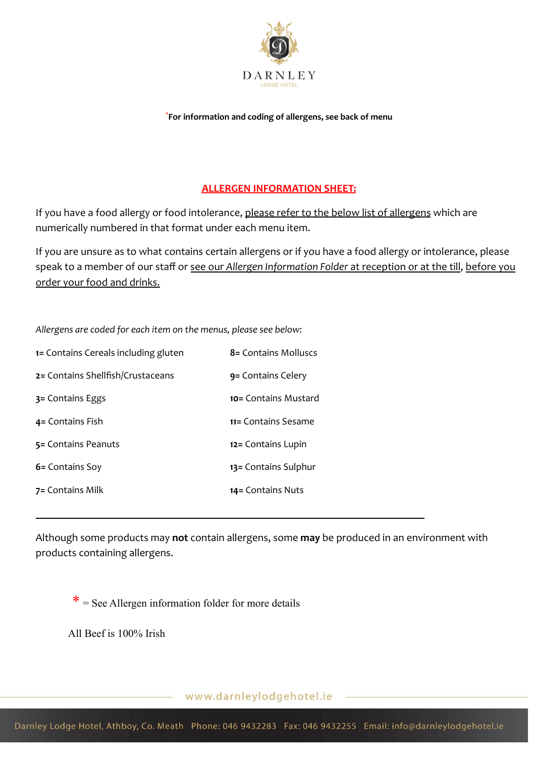DARNLEY

LODGE HOTEL

*For information and coding of allergens, see back of menu

## ALLERGEN INFORMATION SHEET:

If you have a food allergy or food intolerance, please refer to the below list of allergens which are numerically numbered in that format under each menu item.

If you are unsure as to what contains certain allergens or if you have a food allergy or intolerance, please speak to a member of our staff or see our *Allergen Information Folder* at reception or at the till, before you order your food and drinks.

*Allergens are coded for each item on the menus, please see below:*

| | |
|---|---|
| **1=** Contains Cereals including gluten | **8=** Contains Molluscs |
| **2=** Contains Shellfish/Crustaceans | **9=** Contains Celery |
| **3=** Contains Eggs | **10=** Contains Mustard |
| **4=** Contains Fish | **11=** Contains Sesame |
| **5=** Contains Peanuts | **12=** Contains Lupin |
| **6=** Contains Soy | **13=** Contains Sulphur |
| **7=** Contains Milk | **14=** Contains Nuts |

---

Although some products may **not** contain allergens, some **may** be produced in an environment with products containing allergens.

* = See Allergen information folder for more details

All Beef is 100% Irish

www.darnleylodgehotel.ie

Darnley Lodge Hotel, Athboy, Co. Meath Phone: 046 9432283 Fax: 046 9432255 Email: info@darnleylodgehotel.ie